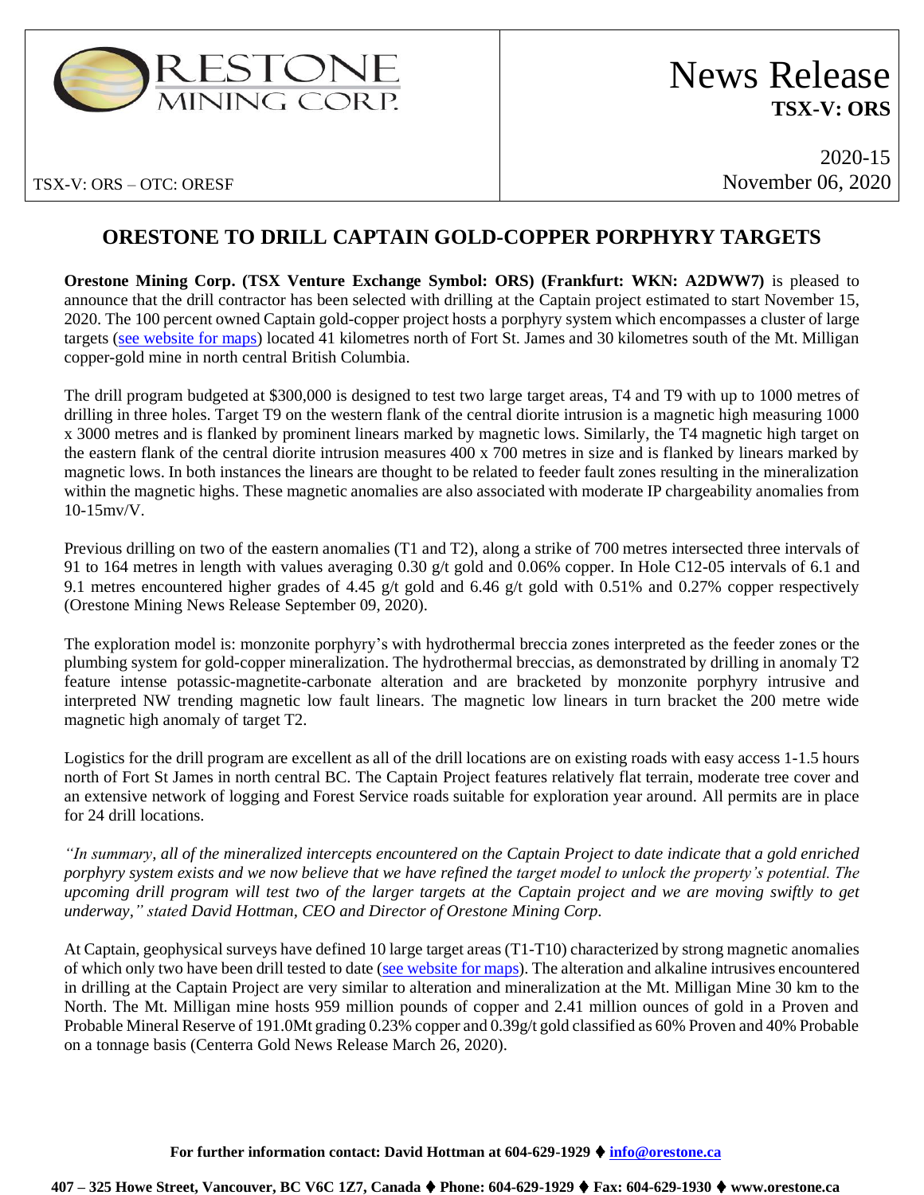RESTONE MINING CORP.

# News Release
**TSX-V: ORS**

TSX-V: ORS – OTC: ORESF

2020-15
November 06, 2020

## ORESTONE TO DRILL CAPTAIN GOLD-COPPER PORPHYRY TARGETS

**Orestone Mining Corp. (TSX Venture Exchange Symbol: ORS) (Frankfurt: WKN: A2DWW7)** is pleased to announce that the drill contractor has been selected with drilling at the Captain project estimated to start November 15, 2020. The 100 percent owned Captain gold-copper project hosts a porphyry system which encompasses a cluster of large targets (see website for maps) located 41 kilometres north of Fort St. James and 30 kilometres south of the Mt. Milligan copper-gold mine in north central British Columbia.

The drill program budgeted at $300,000 is designed to test two large target areas, T4 and T9 with up to 1000 metres of drilling in three holes. Target T9 on the western flank of the central diorite intrusion is a magnetic high measuring 1000 x 3000 metres and is flanked by prominent linears marked by magnetic lows. Similarly, the T4 magnetic high target on the eastern flank of the central diorite intrusion measures 400 x 700 metres in size and is flanked by linears marked by magnetic lows. In both instances the linears are thought to be related to feeder fault zones resulting in the mineralization within the magnetic highs. These magnetic anomalies are also associated with moderate IP chargeability anomalies from 10-15mv/V.

Previous drilling on two of the eastern anomalies (T1 and T2), along a strike of 700 metres intersected three intervals of 91 to 164 metres in length with values averaging 0.30 g/t gold and 0.06% copper. In Hole C12-05 intervals of 6.1 and 9.1 metres encountered higher grades of 4.45 g/t gold and 6.46 g/t gold with 0.51% and 0.27% copper respectively (Orestone Mining News Release September 09, 2020).

The exploration model is: monzonite porphyry's with hydrothermal breccia zones interpreted as the feeder zones or the plumbing system for gold-copper mineralization. The hydrothermal breccias, as demonstrated by drilling in anomaly T2 feature intense potassic-magnetite-carbonate alteration and are bracketed by monzonite porphyry intrusive and interpreted NW trending magnetic low fault linears. The magnetic low linears in turn bracket the 200 metre wide magnetic high anomaly of target T2.

Logistics for the drill program are excellent as all of the drill locations are on existing roads with easy access 1-1.5 hours north of Fort St James in north central BC. The Captain Project features relatively flat terrain, moderate tree cover and an extensive network of logging and Forest Service roads suitable for exploration year around. All permits are in place for 24 drill locations.

*"In summary, all of the mineralized intercepts encountered on the Captain Project to date indicate that a gold enriched porphyry system exists and we now believe that we have refined the target model to unlock the property's potential. The upcoming drill program will test two of the larger targets at the Captain project and we are moving swiftly to get underway," stated David Hottman, CEO and Director of Orestone Mining Corp.*

At Captain, geophysical surveys have defined 10 large target areas (T1-T10) characterized by strong magnetic anomalies of which only two have been drill tested to date (see website for maps). The alteration and alkaline intrusives encountered in drilling at the Captain Project are very similar to alteration and mineralization at the Mt. Milligan Mine 30 km to the North. The Mt. Milligan mine hosts 959 million pounds of copper and 2.41 million ounces of gold in a Proven and Probable Mineral Reserve of 191.0Mt grading 0.23% copper and 0.39g/t gold classified as 60% Proven and 40% Probable on a tonnage basis (Centerra Gold News Release March 26, 2020).

**For further information contact: David Hottman at 604-629-1929 ⧫ info@orestone.ca**

**407 – 325 Howe Street, Vancouver, BC V6C 1Z7, Canada ⧫ Phone: 604-629-1929 ⧫ Fax: 604-629-1930 ⧫ www.orestone.ca**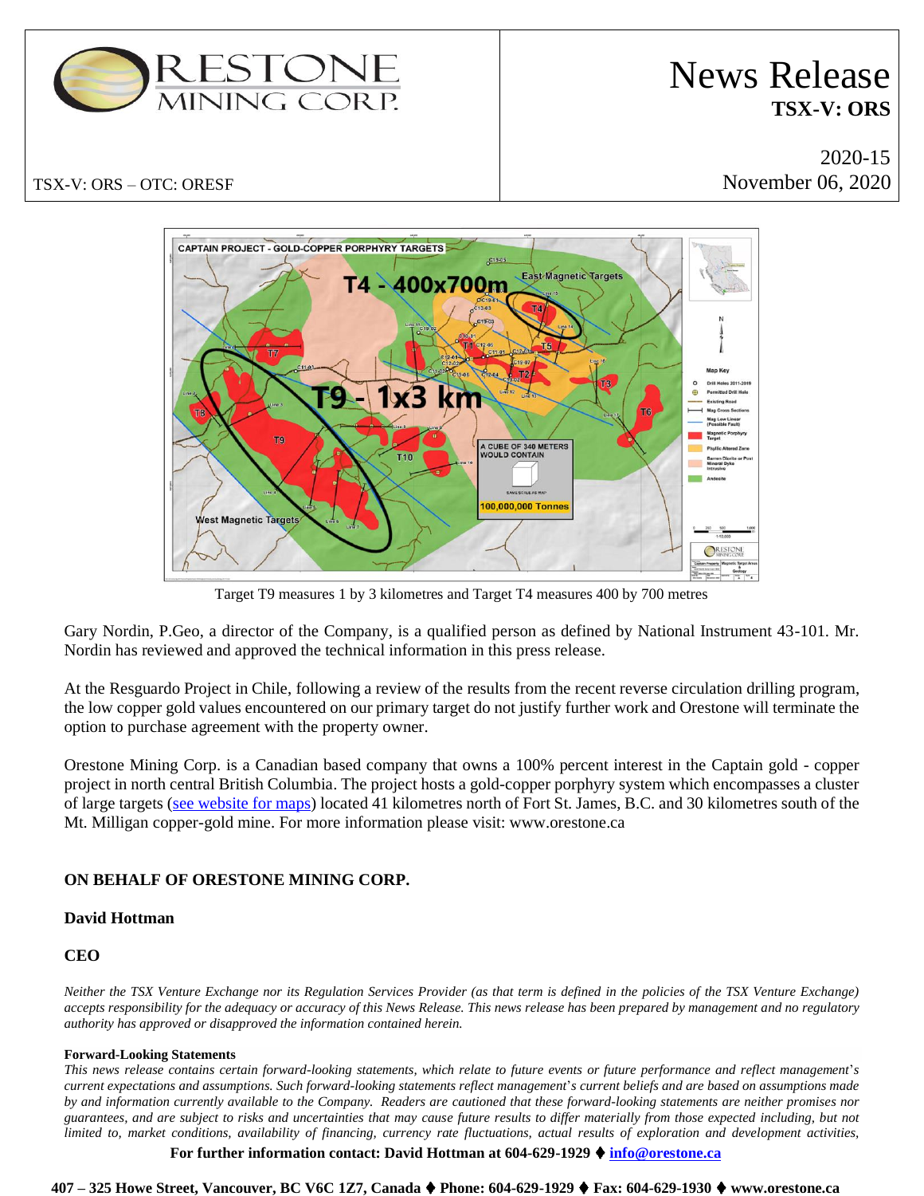Target T9 measures 1 by 3 kilometres and Target T4 measures 400 by 700 metres

Gary Nordin, P.Geo, a director of the Company, is a qualified person as defined by National Instrument 43-101. Mr. Nordin has reviewed and approved the technical information in this press release.

At the Resguardo Project in Chile, following a review of the results from the recent reverse circulation drilling program, the low copper gold values encountered on our primary target do not justify further work and Orestone will terminate the option to purchase agreement with the property owner.

Orestone Mining Corp. is a Canadian based company that owns a 100% percent interest in the Captain gold - copper project in north central British Columbia. The project hosts a gold-copper porphyry system which encompasses a cluster of large targets ([see website for maps]) located 41 kilometres north of Fort St. James, B.C. and 30 kilometres south of the Mt. Milligan copper-gold mine. For more information please visit: www.orestone.ca

**ON BEHALF OF ORESTONE MINING CORP.**

**David Hottman**

**CEO**

*Neither the TSX Venture Exchange nor its Regulation Services Provider (as that term is defined in the policies of the TSX Venture Exchange) accepts responsibility for the adequacy or accuracy of this News Release. This news release has been prepared by management and no regulatory authority has approved or disapproved the information contained herein.*

**Forward-Looking Statements**

*This news release contains certain forward-looking statements, which relate to future events or future performance and reflect management's current expectations and assumptions. Such forward-looking statements reflect management's current beliefs and are based on assumptions made by and information currently available to the Company. Readers are cautioned that these forward-looking statements are neither promises nor guarantees, and are subject to risks and uncertainties that may cause future results to differ materially from those expected including, but not limited to, market conditions, availability of financing, currency rate fluctuations, actual results of exploration and development activities,*

**For further information contact: David Hottman at 604-629-1929 ♦ info@orestone.ca**

**407 – 325 Howe Street, Vancouver, BC V6C 1Z7, Canada ♦ Phone: 604-629-1929 ♦ Fax: 604-629-1930 ♦ www.orestone.ca**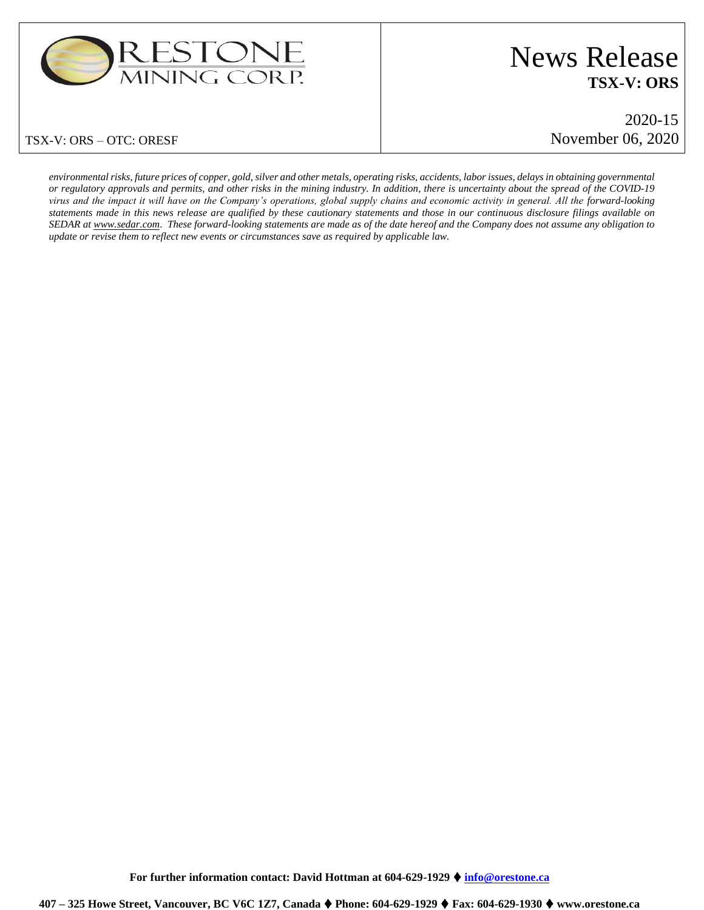*environmental risks, future prices of copper, gold, silver and other metals, operating risks, accidents, labor issues, delays in obtaining governmental or regulatory approvals and permits, and other risks in the mining industry. In addition, there is uncertainty about the spread of the COVID-19 virus and the impact it will have on the Company's operations, global supply chains and economic activity in general. All the forward-looking statements made in this news release are qualified by these cautionary statements and those in our continuous disclosure filings available on SEDAR at www.sedar.com. These forward-looking statements are made as of the date hereof and the Company does not assume any obligation to update or revise them to reflect new events or circumstances save as required by applicable law.*